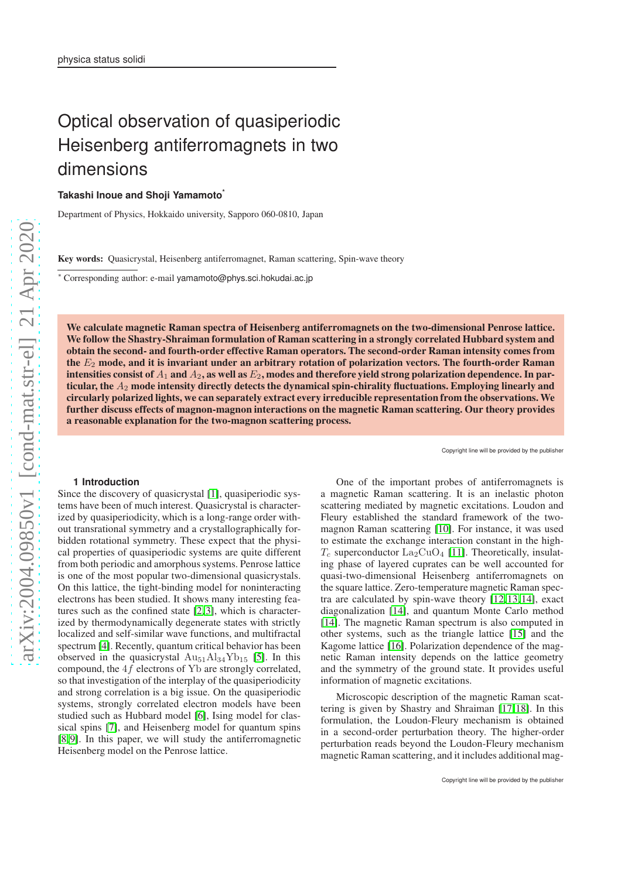# Optical observation of quasiperiodic Heisenberg antiferromagnets in two dimensions

**Takashi Inoue and Shoji Yamamoto***

Department of Physics, Hokkaido university, Sapporo 060-0810, Japan

**Key words:** Quasicrystal, Heisenberg antiferromagnet, Raman scattering, Spin-wave theory

* Corresponding author: e-mail yamamoto@phys.sci.hokudai.ac.jp

**We calculate magnetic Raman spectra of Heisenberg antiferromagnets on the two-dimensional Penrose lattice. We follow the Shastry-Shraiman formulation of Raman scattering in a strongly correlated Hubbard system and obtain the second- and fourth-order effective Raman operators. The second-order Raman intensity comes from the $E_2$ mode, and it is invariant under an arbitrary rotation of polarization vectors. The fourth-order Raman intensities consist of $A_1$ and $A_2$, as well as $E_2$, modes and therefore yield strong polarization dependence. In particular, the $A_2$ mode intensity directly detects the dynamical spin-chirality fluctuations. Employing linearly and circularly polarized lights, we can separately extract every irreducible representation from the observations. We further discuss effects of magnon-magnon interactions on the magnetic Raman scattering. Our theory provides a reasonable explanation for the two-magnon scattering process.**

Copyright line will be provided by the publisher

## 1 Introduction

Since the discovery of quasicrystal [1], quasiperiodic systems have been of much interest. Quasicrystal is characterized by quasiperiodicity, which is a long-range order without transrational symmetry and a crystallographically forbidden rotational symmetry. These expect that the physical properties of quasiperiodic systems are quite different from both periodic and amorphous systems. Penrose lattice is one of the most popular two-dimensional quasicrystals. On this lattice, the tight-binding model for noninteracting electrons has been studied. It shows many interesting features such as the confined state [2,3], which is characterized by thermodynamically degenerate states with strictly localized and self-similar wave functions, and multifractal spectrum [4]. Recently, quantum critical behavior has been observed in the quasicrystal $\mathrm{Au_{51}Al_{34}Yb_{15}}$ [5]. In this compound, the $4f$ electrons of Yb are strongly correlated, so that investigation of the interplay of the quasiperiodicity and strong correlation is a big issue. On the quasiperiodic systems, strongly correlated electron models have been studied such as Hubbard model [6], Ising model for classical spins [7], and Heisenberg model for quantum spins [8,9]. In this paper, we will study the antiferromagnetic Heisenberg model on the Penrose lattice.

One of the important probes of antiferromagnets is a magnetic Raman scattering. It is an inelastic photon scattering mediated by magnetic excitations. Loudon and Fleury established the standard framework of the two-magnon Raman scattering [10]. For instance, it was used to estimate the exchange interaction constant in the high-$T_c$ superconductor $\mathrm{La_2CuO_4}$ [11]. Theoretically, insulating phase of layered cuprates can be well accounted for quasi-two-dimensional Heisenberg antiferromagnets on the square lattice. Zero-temperature magnetic Raman spectra are calculated by spin-wave theory [12,13,14], exact diagonalization [14], and quantum Monte Carlo method [14]. The magnetic Raman spectrum is also computed in other systems, such as the triangle lattice [15] and the Kagome lattice [16]. Polarization dependence of the magnetic Raman intensity depends on the lattice geometry and the symmetry of the ground state. It provides useful information of magnetic excitations.

Microscopic description of the magnetic Raman scattering is given by Shastry and Shraiman [17,18]. In this formulation, the Loudon-Fleury mechanism is obtained in a second-order perturbation theory. The higher-order perturbation reads beyond the Loudon-Fleury mechanism magnetic Raman scattering, and it includes additional mag-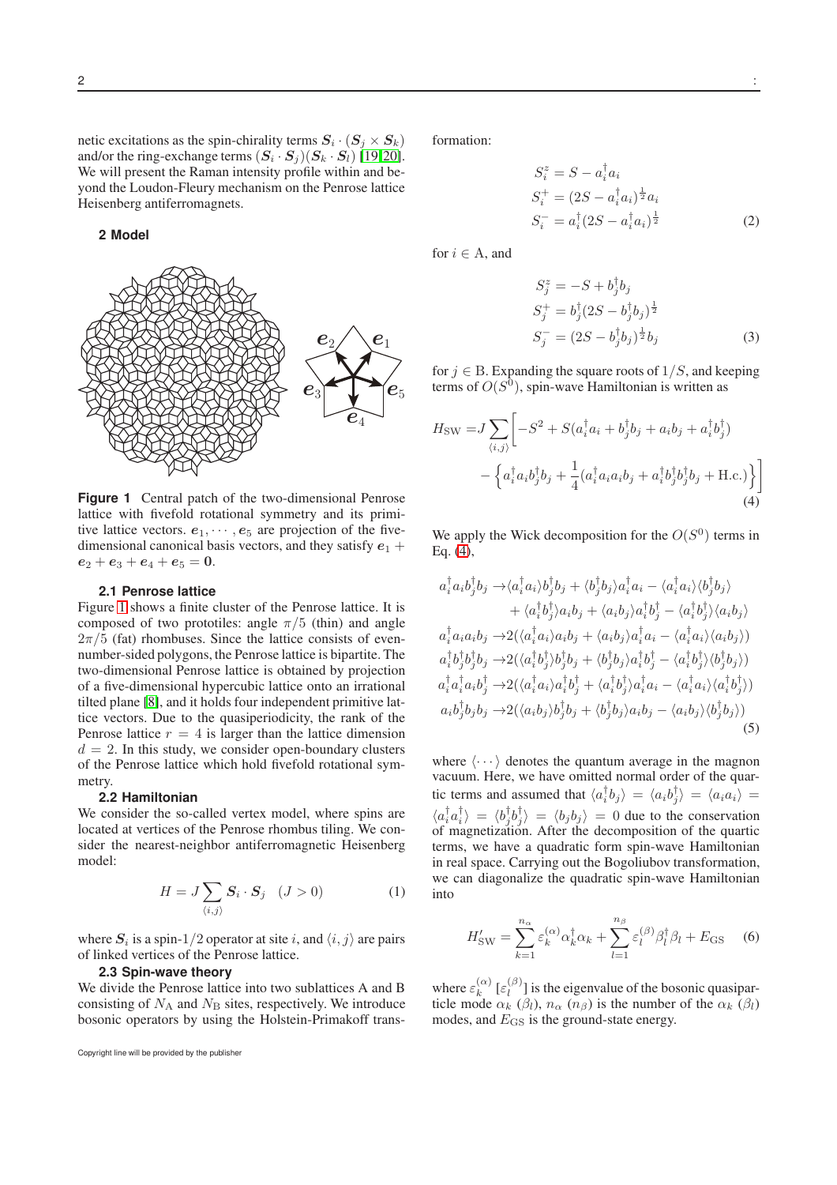netic excitations as the spin-chirality terms $\boldsymbol{S}_i \cdot (\boldsymbol{S}_j \times \boldsymbol{S}_k)$ and/or the ring-exchange terms $(\boldsymbol{S}_i \cdot \boldsymbol{S}_j)(\boldsymbol{S}_k \cdot \boldsymbol{S}_l)$ [19,20]. We will present the Raman intensity profile within and beyond the Loudon-Fleury mechanism on the Penrose lattice Heisenberg antiferromagnets.

## 2 Model

**Figure 1** Central patch of the two-dimensional Penrose lattice with fivefold rotational symmetry and its primitive lattice vectors. $\boldsymbol{e}_1, \cdots, \boldsymbol{e}_5$ are projection of the five-dimensional canonical basis vectors, and they satisfy $\boldsymbol{e}_1 + \boldsymbol{e}_2 + \boldsymbol{e}_3 + \boldsymbol{e}_4 + \boldsymbol{e}_5 = \boldsymbol{0}$.

### 2.1 Penrose lattice

Figure 1 shows a finite cluster of the Penrose lattice. It is composed of two prototiles: angle $\pi/5$ (thin) and angle $2\pi/5$ (fat) rhombuses. Since the lattice consists of even-number-sided polygons, the Penrose lattice is bipartite. The two-dimensional Penrose lattice is obtained by projection of a five-dimensional hypercubic lattice onto an irrational tilted plane [8], and it holds four independent primitive lattice vectors. Due to the quasiperiodicity, the rank of the Penrose lattice $r = 4$ is larger than the lattice dimension $d = 2$. In this study, we consider open-boundary clusters of the Penrose lattice which hold fivefold rotational symmetry.

### 2.2 Hamiltonian

We consider the so-called vertex model, where spins are located at vertices of the Penrose rhombus tiling. We consider the nearest-neighbor antiferromagnetic Heisenberg model:

$$H = J \sum_{\langle i,j \rangle} \boldsymbol{S}_i \cdot \boldsymbol{S}_j \quad (J > 0) \tag{1}$$

where $\boldsymbol{S}_i$ is a spin-1/2 operator at site $i$, and $\langle i, j \rangle$ are pairs of linked vertices of the Penrose lattice.

### 2.3 Spin-wave theory

We divide the Penrose lattice into two sublattices A and B consisting of $N_{\rm A}$ and $N_{\rm B}$ sites, respectively. We introduce bosonic operators by using the Holstein-Primakoff transformation:

$$\begin{aligned} S_i^z &= S - a_i^\dagger a_i \\ S_i^+ &= (2S - a_i^\dagger a_i)^{\frac{1}{2}} a_i \\ S_i^- &= a_i^\dagger (2S - a_i^\dagger a_i)^{\frac{1}{2}} \end{aligned} \tag{2}$$

for $i \in$ A, and

$$\begin{aligned} S_j^z &= -S + b_j^\dagger b_j \\ S_j^+ &= b_j^\dagger (2S - b_j^\dagger b_j)^{\frac{1}{2}} \\ S_j^- &= (2S - b_j^\dagger b_j)^{\frac{1}{2}} b_j \end{aligned} \tag{3}$$

for $j \in$ B. Expanding the square roots of $1/S$, and keeping terms of $O(S^0)$, spin-wave Hamiltonian is written as

$$\begin{aligned} H_{\rm SW} = J \sum_{\langle i,j \rangle} \bigg[ &-S^2 + S(a_i^\dagger a_i + b_j^\dagger b_j + a_i b_j + a_i^\dagger b_j^\dagger) \\ &- \Big\{ a_i^\dagger a_i b_j^\dagger b_j + \frac{1}{4}(a_i^\dagger a_i a_i b_j + a_i^\dagger b_j^\dagger b_j^\dagger b_j + \text{H.c.}) \Big\} \bigg] \end{aligned} \tag{4}$$

We apply the Wick decomposition for the $O(S^0)$ terms in Eq. (4),

$$\begin{aligned} a_i^\dagger a_i b_j^\dagger b_j \to & \langle a_i^\dagger a_i \rangle b_j^\dagger b_j + \langle b_j^\dagger b_j \rangle a_i^\dagger a_i - \langle a_i^\dagger a_i \rangle \langle b_j^\dagger b_j \rangle \\ & + \langle a_i^\dagger b_j^\dagger \rangle a_i b_j + \langle a_i b_j \rangle a_i^\dagger b_j^\dagger - \langle a_i^\dagger b_j^\dagger \rangle \langle a_i b_j \rangle \\ a_i^\dagger a_i a_i b_j \to & 2(\langle a_i^\dagger a_i \rangle a_i b_j + \langle a_i b_j \rangle a_i^\dagger a_i - \langle a_i^\dagger a_i \rangle \langle a_i b_j \rangle) \\ a_i^\dagger b_j^\dagger b_j^\dagger b_j \to & 2(\langle a_i^\dagger b_j^\dagger \rangle b_j^\dagger b_j + \langle b_j^\dagger b_j \rangle a_i^\dagger b_j^\dagger - \langle a_i^\dagger b_j^\dagger \rangle \langle b_j^\dagger b_j \rangle) \\ a_i^\dagger a_i^\dagger a_i b_j^\dagger \to & 2(\langle a_i^\dagger a_i \rangle a_i^\dagger b_j^\dagger + \langle a_i^\dagger b_j^\dagger \rangle a_i^\dagger a_i - \langle a_i^\dagger a_i \rangle \langle a_i^\dagger b_j^\dagger \rangle) \\ a_i b_j^\dagger b_j b_j \to & 2(\langle a_i b_j \rangle b_j^\dagger b_j + \langle b_j^\dagger b_j \rangle a_i b_j - \langle a_i b_j \rangle \langle b_j^\dagger b_j \rangle) \end{aligned} \tag{5}$$

where $\langle \cdots \rangle$ denotes the quantum average in the magnon vacuum. Here, we have omitted normal order of the quartic terms and assumed that $\langle a_i^\dagger b_j \rangle = \langle a_i b_j^\dagger \rangle = \langle a_i a_i \rangle = \langle a_i^\dagger a_i^\dagger \rangle = \langle b_j^\dagger b_j^\dagger \rangle = \langle b_j b_j \rangle = 0$ due to the conservation of magnetization. After the decomposition of the quartic terms, we have a quadratic form spin-wave Hamiltonian in real space. Carrying out the Bogoliubov transformation, we can diagonalize the quadratic spin-wave Hamiltonian into

$$H'_{\rm SW} = \sum_{k=1}^{n_\alpha} \varepsilon_k^{(\alpha)} \alpha_k^\dagger \alpha_k + \sum_{l=1}^{n_\beta} \varepsilon_l^{(\beta)} \beta_l^\dagger \beta_l + E_{\rm GS} \tag{6}$$

where $\varepsilon_k^{(\alpha)}$ [$\varepsilon_l^{(\beta)}$] is the eigenvalue of the bosonic quasiparticle mode $\alpha_k$ ($\beta_l$), $n_\alpha$ ($n_\beta$) is the number of the $\alpha_k$ ($\beta_l$) modes, and $E_{\rm GS}$ is the ground-state energy.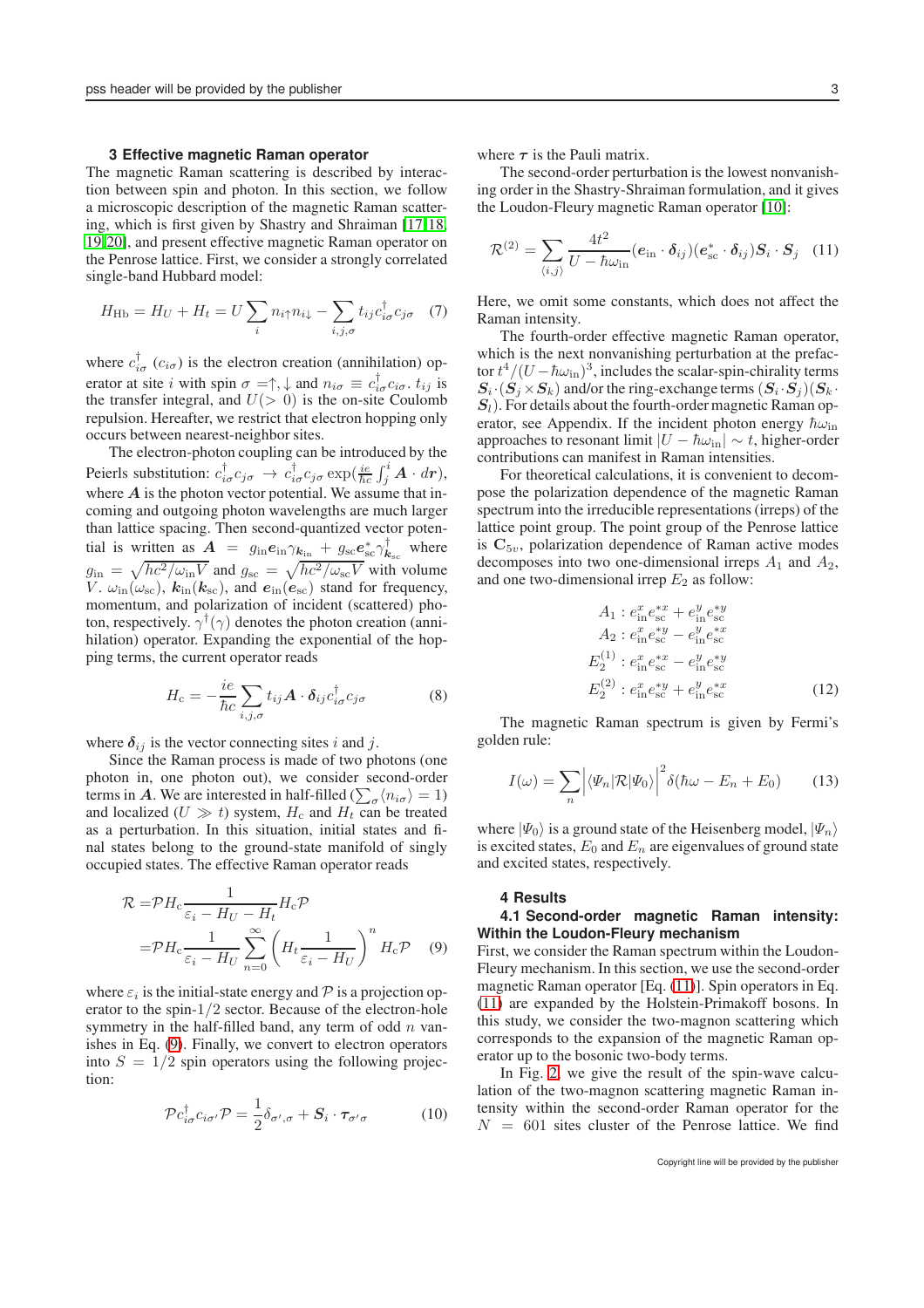### 3 Effective magnetic Raman operator

The magnetic Raman scattering is described by interaction between spin and photon. In this section, we follow a microscopic description of the magnetic Raman scattering, which is first given by Shastry and Shraiman [17,18,19,20], and present effective magnetic Raman operator on the Penrose lattice. First, we consider a strongly correlated single-band Hubbard model:

$$H_{\rm Hb} = H_U + H_t = U\sum_i n_{i\uparrow}n_{i\downarrow} - \sum_{i,j,\sigma} t_{ij} c^{\dagger}_{i\sigma}c_{j\sigma} \quad (7)$$

where $c^{\dagger}_{i\sigma}$ ($c_{i\sigma}$) is the electron creation (annihilation) operator at site $i$ with spin $\sigma = \uparrow, \downarrow$ and $n_{i\sigma} \equiv c^{\dagger}_{i\sigma}c_{i\sigma}$. $t_{ij}$ is the transfer integral, and $U (> 0)$ is the on-site Coulomb repulsion. Hereafter, we restrict that electron hopping only occurs between nearest-neighbor sites.

The electron-photon coupling can be introduced by the Peierls substitution: $c^{\dagger}_{i\sigma}c_{j\sigma} \to c^{\dagger}_{i\sigma}c_{j\sigma}\exp(\frac{ie}{\hbar c}\int^i_j \boldsymbol{A}\cdot d\boldsymbol{r})$, where $\boldsymbol{A}$ is the photon vector potential. We assume that incoming and outgoing photon wavelengths are much larger than lattice spacing. Then second-quantized vector potential is written as $\boldsymbol{A} = g_{\rm in}\boldsymbol{e}_{\rm in}\gamma_{\boldsymbol{k}_{\rm in}} + g_{\rm sc}\boldsymbol{e}^{*}_{\rm sc}\gamma^{\dagger}_{\boldsymbol{k}_{\rm sc}}$ where $g_{\rm in} = \sqrt{hc^2/\omega_{\rm in}V}$ and $g_{\rm sc} = \sqrt{hc^2/\omega_{\rm sc}V}$ with volume $V$. $\omega_{\rm in}(\omega_{\rm sc})$, $\boldsymbol{k}_{\rm in}(\boldsymbol{k}_{\rm sc})$, and $\boldsymbol{e}_{\rm in}(\boldsymbol{e}_{\rm sc})$ stand for frequency, momentum, and polarization of incident (scattered) photon, respectively. $\gamma^{\dagger}(\gamma)$ denotes the photon creation (annihilation) operator. Expanding the exponential of the hopping terms, the current operator reads

$$H_{\rm c} = -\frac{ie}{\hbar c}\sum_{i,j,\sigma} t_{ij}\boldsymbol{A}\cdot\boldsymbol{\delta}_{ij}c^{\dagger}_{i\sigma}c_{j\sigma} \quad (8)$$

where $\boldsymbol{\delta}_{ij}$ is the vector connecting sites $i$ and $j$.

Since the Raman process is made of two photons (one photon in, one photon out), we consider second-order terms in $\boldsymbol{A}$. We are interested in half-filled ($\sum_\sigma\langle n_{i\sigma}\rangle = 1$) and localized ($U \gg t$) system, $H_{\rm c}$ and $H_t$ can be treated as a perturbation. In this situation, initial states and final states belong to the ground-state manifold of singly occupied states. The effective Raman operator reads

$$\begin{aligned}\mathcal{R} =& \mathcal{P}H_{\rm c}\frac{1}{\varepsilon_i - H_U - H_t}H_{\rm c}\mathcal{P}\\ =& \mathcal{P}H_{\rm c}\frac{1}{\varepsilon_i - H_U}\sum_{n=0}^{\infty}\left(H_t\frac{1}{\varepsilon_i - H_U}\right)^n H_{\rm c}\mathcal{P} \quad (9)\end{aligned}$$

where $\varepsilon_i$ is the initial-state energy and $\mathcal{P}$ is a projection operator to the spin-$1/2$ sector. Because of the electron-hole symmetry in the half-filled band, any term of odd $n$ vanishes in Eq. (9). Finally, we convert to electron operators into $S = 1/2$ spin operators using the following projection:

$$\mathcal{P}c^{\dagger}_{i\sigma}c_{i\sigma'}\mathcal{P} = \frac{1}{2}\delta_{\sigma',\sigma} + \boldsymbol{S}_i\cdot\boldsymbol{\tau}_{\sigma'\sigma} \quad (10)$$

where $\boldsymbol{\tau}$ is the Pauli matrix.

The second-order perturbation is the lowest nonvanishing order in the Shastry-Shraiman formulation, and it gives the Loudon-Fleury magnetic Raman operator [10]:

$$\mathcal{R}^{(2)} = \sum_{\langle i,j\rangle}\frac{4t^2}{U - \hbar\omega_{\rm in}}(\boldsymbol{e}_{\rm in}\cdot\boldsymbol{\delta}_{ij})(\boldsymbol{e}^{*}_{\rm sc}\cdot\boldsymbol{\delta}_{ij})\boldsymbol{S}_i\cdot\boldsymbol{S}_j \quad (11)$$

Here, we omit some constants, which does not affect the Raman intensity.

The fourth-order effective magnetic Raman operator, which is the next nonvanishing perturbation at the prefactor $t^4/(U - \hbar\omega_{\rm in})^3$, includes the scalar-spin-chirality terms $\boldsymbol{S}_i\cdot(\boldsymbol{S}_j\times\boldsymbol{S}_k)$ and/or the ring-exchange terms $(\boldsymbol{S}_i\cdot\boldsymbol{S}_j)(\boldsymbol{S}_k\cdot\boldsymbol{S}_l)$. For details about the fourth-order magnetic Raman operator, see Appendix. If the incident photon energy $\hbar\omega_{\rm in}$ approaches to resonant limit $|U - \hbar\omega_{\rm in}| \sim t$, higher-order contributions can manifest in Raman intensities.

For theoretical calculations, it is convenient to decompose the polarization dependence of the magnetic Raman spectrum into the irreducible representations (irreps) of the lattice point group. The point group of the Penrose lattice is $\mathbf{C}_{5v}$, polarization dependence of Raman active modes decomposes into two one-dimensional irreps $A_1$ and $A_2$, and one two-dimensional irrep $E_2$ as follow:

$$\begin{aligned}A_1 &: e^x_{\rm in}e^{*x}_{\rm sc} + e^y_{\rm in}e^{*y}_{\rm sc}\\ A_2 &: e^x_{\rm in}e^{*y}_{\rm sc} - e^y_{\rm in}e^{*x}_{\rm sc}\\ E^{(1)}_2 &: e^x_{\rm in}e^{*x}_{\rm sc} - e^y_{\rm in}e^{*y}_{\rm sc}\\ E^{(2)}_2 &: e^x_{\rm in}e^{*y}_{\rm sc} + e^y_{\rm in}e^{*x}_{\rm sc}\end{aligned} \quad (12)$$

The magnetic Raman spectrum is given by Fermi's golden rule:

$$I(\omega) = \sum_n\left|\langle\Psi_n|\mathcal{R}|\Psi_0\rangle\right|^2\delta(\hbar\omega - E_n + E_0) \quad (13)$$

where $|\Psi_0\rangle$ is a ground state of the Heisenberg model, $|\Psi_n\rangle$ is excited states, $E_0$ and $E_n$ are eigenvalues of ground state and excited states, respectively.

### 4 Results

#### 4.1 Second-order magnetic Raman intensity: Within the Loudon-Fleury mechanism

First, we consider the Raman spectrum within the Loudon-Fleury mechanism. In this section, we use the second-order magnetic Raman operator [Eq. (11)]. Spin operators in Eq. (11) are expanded by the Holstein-Primakoff bosons. In this study, we consider the two-magnon scattering which corresponds to the expansion of the magnetic Raman operator up to the bosonic two-body terms.

In Fig. 2, we give the result of the spin-wave calculation of the two-magnon scattering magnetic Raman intensity within the second-order Raman operator for the $N = 601$ sites cluster of the Penrose lattice. We find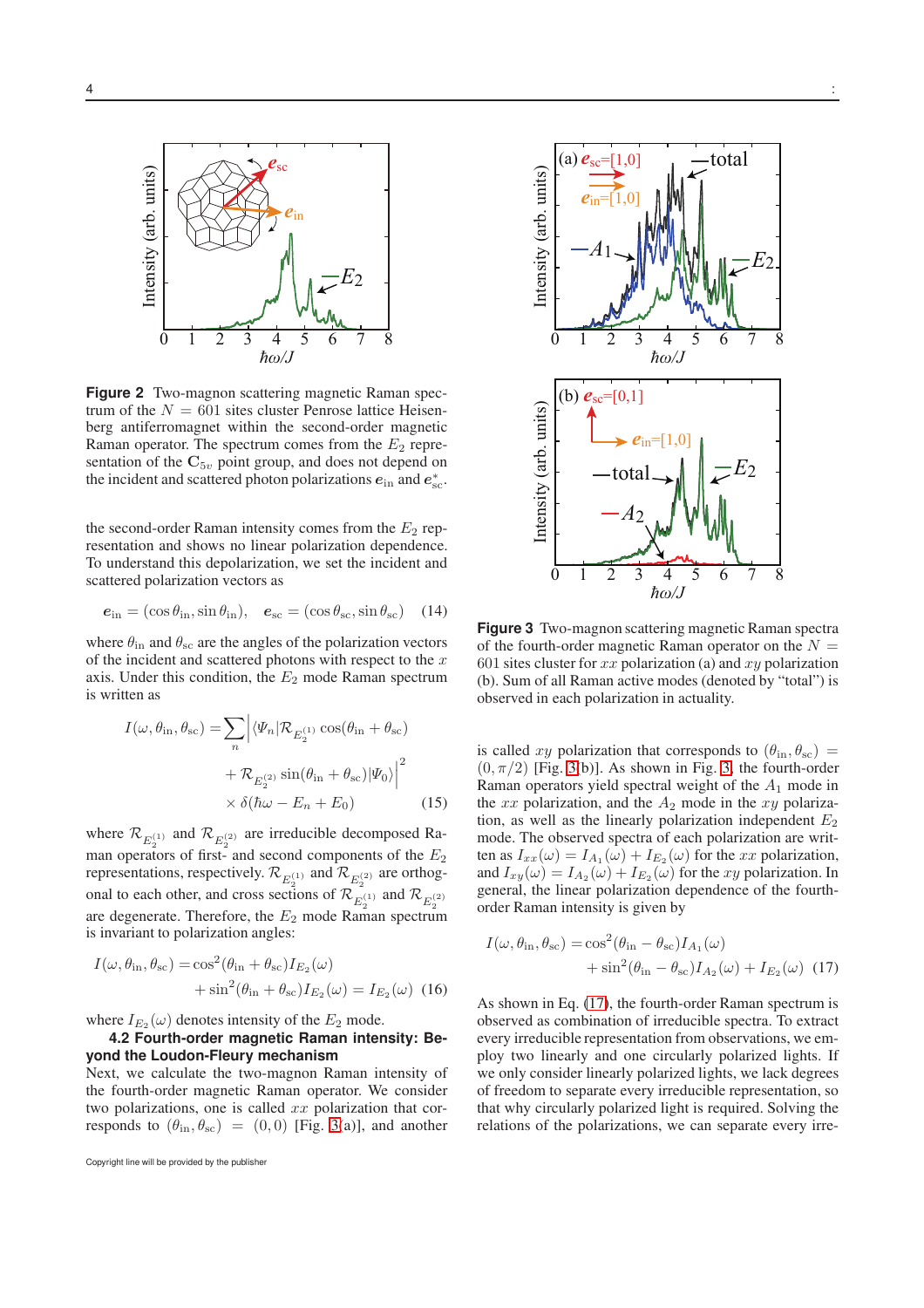**Figure 2** Two-magnon scattering magnetic Raman spectrum of the $N = 601$ sites cluster Penrose lattice Heisenberg antiferromagnet within the second-order magnetic Raman operator. The spectrum comes from the $E_2$ representation of the $\mathbf{C}_{5v}$ point group, and does not depend on the incident and scattered photon polarizations $\boldsymbol{e}_{\rm in}$ and $\boldsymbol{e}^*_{\rm sc}$.

the second-order Raman intensity comes from the $E_2$ representation and shows no linear polarization dependence. To understand this depolarization, we set the incident and scattered polarization vectors as

$$\boldsymbol{e}_{\rm in} = (\cos\theta_{\rm in}, \sin\theta_{\rm in}), \quad \boldsymbol{e}_{\rm sc} = (\cos\theta_{\rm sc}, \sin\theta_{\rm sc}) \tag{14}$$

where $\theta_{\rm in}$ and $\theta_{\rm sc}$ are the angles of the polarization vectors of the incident and scattered photons with respect to the $x$ axis. Under this condition, the $E_2$ mode Raman spectrum is written as

$$\begin{aligned} I(\omega, \theta_{\rm in}, \theta_{\rm sc}) = \sum_n \Big| \langle \Psi_n | \mathcal{R}_{E_2^{(1)}} \cos(\theta_{\rm in} + \theta_{\rm sc}) \\ + \mathcal{R}_{E_2^{(2)}} \sin(\theta_{\rm in} + \theta_{\rm sc}) | \Psi_0 \rangle \Big|^2 \\ \times \delta(\hbar\omega - E_n + E_0) \end{aligned} \tag{15}$$

where $\mathcal{R}_{E_2^{(1)}}$ and $\mathcal{R}_{E_2^{(2)}}$ are irreducible decomposed Raman operators of first- and second components of the $E_2$ representations, respectively. $\mathcal{R}_{E_2^{(1)}}$ and $\mathcal{R}_{E_2^{(2)}}$ are orthogonal to each other, and cross sections of $\mathcal{R}_{E_2^{(1)}}$ and $\mathcal{R}_{E_2^{(2)}}$ are degenerate. Therefore, the $E_2$ mode Raman spectrum is invariant to polarization angles:

$$\begin{aligned} I(\omega, \theta_{\rm in}, \theta_{\rm sc}) = \cos^2(\theta_{\rm in} + \theta_{\rm sc}) I_{E_2}(\omega) \\ + \sin^2(\theta_{\rm in} + \theta_{\rm sc}) I_{E_2}(\omega) = I_{E_2}(\omega) \end{aligned} \tag{16}$$

where $I_{E_2}(\omega)$ denotes intensity of the $E_2$ mode.

### 4.2 Fourth-order magnetic Raman intensity: Beyond the Loudon-Fleury mechanism

Next, we calculate the two-magnon Raman intensity of the fourth-order magnetic Raman operator. We consider two polarizations, one is called $xx$ polarization that corresponds to $(\theta_{\rm in}, \theta_{\rm sc}) = (0, 0)$ [Fig. 3(a)], and another is called $xy$ polarization that corresponds to $(\theta_{\rm in}, \theta_{\rm sc}) = (0, \pi/2)$ [Fig. 3(b)]. As shown in Fig. 3, the fourth-order Raman operators yield spectral weight of the $A_1$ mode in the $xx$ polarization, and the $A_2$ mode in the $xy$ polarization, as well as the linearly polarization independent $E_2$ mode. The observed spectra of each polarization are written as $I_{xx}(\omega) = I_{A_1}(\omega) + I_{E_2}(\omega)$ for the $xx$ polarization, and $I_{xy}(\omega) = I_{A_2}(\omega) + I_{E_2}(\omega)$ for the $xy$ polarization. In general, the linear polarization dependence of the fourth-order Raman intensity is given by

$$\begin{aligned} I(\omega, \theta_{\rm in}, \theta_{\rm sc}) = \cos^2(\theta_{\rm in} - \theta_{\rm sc}) I_{A_1}(\omega) \\ + \sin^2(\theta_{\rm in} - \theta_{\rm sc}) I_{A_2}(\omega) + I_{E_2}(\omega) \end{aligned} \tag{17}$$

As shown in Eq. (17), the fourth-order Raman spectrum is observed as combination of irreducible spectra. To extract every irreducible representation from observations, we employ two linearly and one circularly polarized lights. If we only consider linearly polarized lights, we lack degrees of freedom to separate every irreducible representation, so that why circularly polarized light is required. Solving the relations of the polarizations, we can separate every irre-

**Figure 3** Two-magnon scattering magnetic Raman spectra of the fourth-order magnetic Raman operator on the $N = 601$ sites cluster for $xx$ polarization (a) and $xy$ polarization (b). Sum of all Raman active modes (denoted by "total") is observed in each polarization in actuality.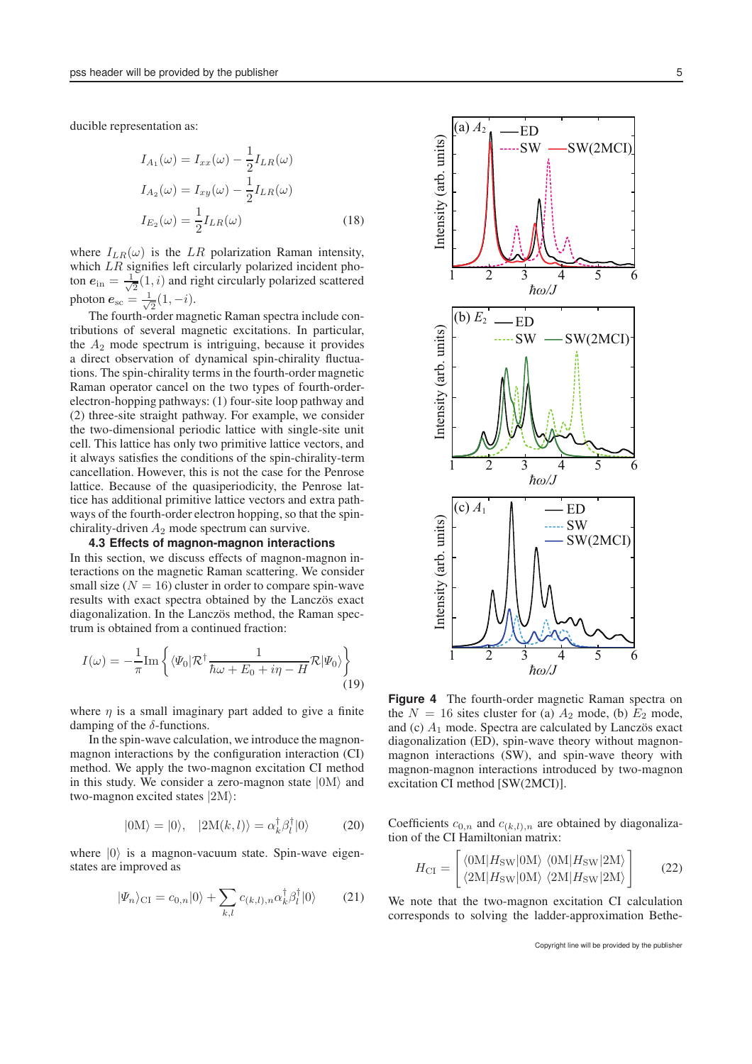ducible representation as:

$$I_{A_1}(\omega) = I_{xx}(\omega) - \frac{1}{2}I_{LR}(\omega)$$
$$I_{A_2}(\omega) = I_{xy}(\omega) - \frac{1}{2}I_{LR}(\omega)$$
$$I_{E_2}(\omega) = \frac{1}{2}I_{LR}(\omega) \tag{18}$$

where $I_{LR}(\omega)$ is the $LR$ polarization Raman intensity, which $LR$ signifies left circularly polarized incident photon $\boldsymbol{e}_{\rm in} = \frac{1}{\sqrt{2}}(1, i)$ and right circularly polarized scattered photon $\boldsymbol{e}_{\rm sc} = \frac{1}{\sqrt{2}}(1, -i)$.

The fourth-order magnetic Raman spectra include contributions of several magnetic excitations. In particular, the $A_2$ mode spectrum is intriguing, because it provides a direct observation of dynamical spin-chirality fluctuations. The spin-chirality terms in the fourth-order magnetic Raman operator cancel on the two types of fourth-order-electron-hopping pathways: (1) four-site loop pathway and (2) three-site straight pathway. For example, we consider the two-dimensional periodic lattice with single-site unit cell. This lattice has only two primitive lattice vectors, and it always satisfies the conditions of the spin-chirality-term cancellation. However, this is not the case for the Penrose lattice. Because of the quasiperiodicity, the Penrose lattice has additional primitive lattice vectors and extra pathways of the fourth-order electron hopping, so that the spin-chirality-driven $A_2$ mode spectrum can survive.

### 4.3 Effects of magnon-magnon interactions

In this section, we discuss effects of magnon-magnon interactions on the magnetic Raman scattering. We consider small size ($N = 16$) cluster in order to compare spin-wave results with exact spectra obtained by the Lanczös exact diagonalization. In the Lanczös method, the Raman spectrum is obtained from a continued fraction:

$$I(\omega) = -\frac{1}{\pi}{\rm Im}\left\{\langle\Psi_0|\mathcal{R}^\dagger\frac{1}{\hbar\omega + E_0 + i\eta - H}\mathcal{R}|\Psi_0\rangle\right\} \tag{19}$$

where $\eta$ is a small imaginary part added to give a finite damping of the $\delta$-functions.

In the spin-wave calculation, we introduce the magnon-magnon interactions by the configuration interaction (CI) method. We apply the two-magnon excitation CI method in this study. We consider a zero-magnon state $|0{\rm M}\rangle$ and two-magnon excited states $|2{\rm M}\rangle$:

$$|0{\rm M}\rangle = |0\rangle, \quad |2{\rm M}(k,l)\rangle = \alpha_k^\dagger\beta_l^\dagger|0\rangle \tag{20}$$

where $|0\rangle$ is a magnon-vacuum state. Spin-wave eigenstates are improved as

$$|\Psi_n\rangle_{\rm CI} = c_{0,n}|0\rangle + \sum_{k,l} c_{(k,l),n}\alpha_k^\dagger\beta_l^\dagger|0\rangle \tag{21}$$

**Figure 4** The fourth-order magnetic Raman spectra on the $N = 16$ sites cluster for (a) $A_2$ mode, (b) $E_2$ mode, and (c) $A_1$ mode. Spectra are calculated by Lanczös exact diagonalization (ED), spin-wave theory without magnon-magnon interactions (SW), and spin-wave theory with magnon-magnon interactions introduced by two-magnon excitation CI method [SW(2MCI)].

Coefficients $c_{0,n}$ and $c_{(k,l),n}$ are obtained by diagonalization of the CI Hamiltonian matrix:

$$H_{\rm CI} = \begin{bmatrix} \langle 0{\rm M}|H_{\rm SW}|0{\rm M}\rangle & \langle 0{\rm M}|H_{\rm SW}|2{\rm M}\rangle \\ \langle 2{\rm M}|H_{\rm SW}|0{\rm M}\rangle & \langle 2{\rm M}|H_{\rm SW}|2{\rm M}\rangle \end{bmatrix} \tag{22}$$

We note that the two-magnon excitation CI calculation corresponds to solving the ladder-approximation Bethe-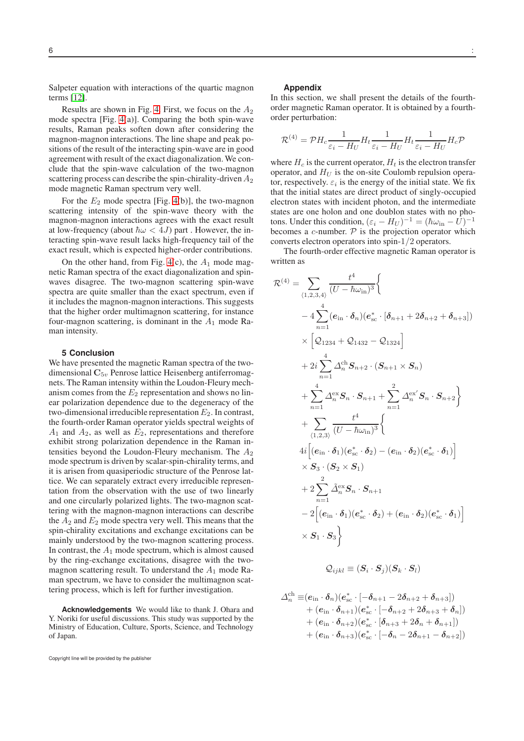Salpeter equation with interactions of the quartic magnon terms [12].

Results are shown in Fig. 4. First, we focus on the $A_2$ mode spectra [Fig. 4(a)]. Comparing the both spin-wave results, Raman peaks soften down after considering the magnon-magnon interactions. The line shape and peak positions of the result of the interacting spin-wave are in good agreement with result of the exact diagonalization. We conclude that the spin-wave calculation of the two-magnon scattering process can describe the spin-chirality-driven $A_2$ mode magnetic Raman spectrum very well.

For the $E_2$ mode spectra [Fig. 4(b)], the two-magnon scattering intensity of the spin-wave theory with the magnon-magnon interactions agrees with the exact result at low-frequency (about $\hbar\omega < 4J$) part . However, the interacting spin-wave result lacks high-frequency tail of the exact result, which is expected higher-order contributions.

On the other hand, from Fig. 4(c), the $A_1$ mode magnetic Raman spectra of the exact diagonalization and spin-waves disagree. The two-magnon scattering spin-wave spectra are quite smaller than the exact spectrum, even if it includes the magnon-magnon interactions. This suggests that the higher order multimagnon scattering, for instance four-magnon scattering, is dominant in the $A_1$ mode Raman intensity.

## 5 Conclusion

We have presented the magnetic Raman spectra of the two-dimensional $\mathbf{C}_{5v}$ Penrose lattice Heisenberg antiferromagnets. The Raman intensity within the Loudon-Fleury mechanism comes from the $E_2$ representation and shows no linear polarization dependence due to the degeneracy of the two-dimensional irreducible representation $E_2$. In contrast, the fourth-order Raman operator yields spectral weights of $A_1$ and $A_2$, as well as $E_2$, representations and therefore exhibit strong polarization dependence in the Raman intensities beyond the Loudon-Fleury mechanism. The $A_2$ mode spectrum is driven by scalar-spin-chirality terms, and it is arisen from quasiperiodic structure of the Penrose lattice. We can separately extract every irreducible representation from the observation with the use of two linearly and one circularly polarized lights. The two-magnon scattering with the magnon-magnon interactions can describe the $A_2$ and $E_2$ mode spectra very well. This means that the spin-chirality excitations and exchange excitations can be mainly understood by the two-magnon scattering process. In contrast, the $A_1$ mode spectrum, which is almost caused by the ring-exchange excitations, disagree with the two-magnon scattering result. To understand the $A_1$ mode Raman spectrum, we have to consider the multimagnon scattering process, which is left for further investigation.

**Acknowledgements** We would like to thank J. Ohara and Y. Noriki for useful discussions. This study was supported by the Ministry of Education, Culture, Sports, Science, and Technology of Japan.

## Appendix

In this section, we shall present the details of the fourth-order magnetic Raman operator. It is obtained by a fourth-order perturbation:

$$\mathcal{R}^{(4)} = \mathcal{P}H_c\frac{1}{\varepsilon_i - H_U}H_t\frac{1}{\varepsilon_i - H_U}H_t\frac{1}{\varepsilon_i - H_U}H_c\mathcal{P}$$

where $H_c$ is the current operator, $H_t$ is the electron transfer operator, and $H_U$ is the on-site Coulomb repulsion operator, respectively. $\varepsilon_i$ is the energy of the initial state. We fix that the initial states are direct product of singly-occupied electron states with incident photon, and the intermediate states are one holon and one doublon states with no photons. Under this condition, $(\varepsilon_i - H_U)^{-1} = (\hbar\omega_{\rm in} - U)^{-1}$ becomes a $c$-number. $\mathcal{P}$ is the projection operator which converts electron operators into spin-1/2 operators.

The fourth-order effective magnetic Raman operator is written as

$$
\begin{aligned}
\mathcal{R}^{(4)} = \sum_{\langle 1,2,3,4\rangle} \frac{t^4}{(U-\hbar\omega_{\rm in})^3}\Bigg\{
& -4\sum_{n=1}^{4}(\boldsymbol{e}_{\rm in}\cdot\boldsymbol{\delta}_n)(\boldsymbol{e}^*_{\rm sc}\cdot[\boldsymbol{\delta}_{n+1}+2\boldsymbol{\delta}_{n+2}+\boldsymbol{\delta}_{n+3}]) \\
& \times\Big[\mathcal{Q}_{1234}+\mathcal{Q}_{1432}-\mathcal{Q}_{1324}\Big] \\
& +2i\sum_{n=1}^{4}\Delta_n^{\rm ch}\boldsymbol{S}_{n+2}\cdot(\boldsymbol{S}_{n+1}\times\boldsymbol{S}_n) \\
& +\sum_{n=1}^{4}\Delta_n^{\rm ex}\boldsymbol{S}_n\cdot\boldsymbol{S}_{n+1}+\sum_{n=1}^{2}\Delta_n^{\rm ex'}\boldsymbol{S}_n\cdot\boldsymbol{S}_{n+2}\Bigg\} \\
+\sum_{\langle 1,2,3\rangle}\frac{t^4}{(U-\hbar\omega_{\rm in})^3}\Bigg\{
& 4i\Big[(\boldsymbol{e}_{\rm in}\cdot\boldsymbol{\delta}_1)(\boldsymbol{e}^*_{\rm sc}\cdot\boldsymbol{\delta}_2)-(\boldsymbol{e}_{\rm in}\cdot\boldsymbol{\delta}_2)(\boldsymbol{e}^*_{\rm sc}\cdot\boldsymbol{\delta}_1)\Big] \\
& \times\boldsymbol{S}_3\cdot(\boldsymbol{S}_2\times\boldsymbol{S}_1) \\
& +2\sum_{n=1}^{2}\tilde{\Delta}_n^{\rm ex}\boldsymbol{S}_n\cdot\boldsymbol{S}_{n+1} \\
& -2\Big[(\boldsymbol{e}_{\rm in}\cdot\boldsymbol{\delta}_1)(\boldsymbol{e}^*_{\rm sc}\cdot\boldsymbol{\delta}_2)+(\boldsymbol{e}_{\rm in}\cdot\boldsymbol{\delta}_2)(\boldsymbol{e}^*_{\rm sc}\cdot\boldsymbol{\delta}_1)\Big] \\
& \times\boldsymbol{S}_1\cdot\boldsymbol{S}_3\Bigg\}
\end{aligned}
$$

$$\mathcal{Q}_{ijkl} \equiv (\boldsymbol{S}_i\cdot\boldsymbol{S}_j)(\boldsymbol{S}_k\cdot\boldsymbol{S}_l)$$

$$
\begin{aligned}
\Delta_n^{\rm ch} \equiv\, & (\boldsymbol{e}_{\rm in}\cdot\boldsymbol{\delta}_n)(\boldsymbol{e}^*_{\rm sc}\cdot[-\boldsymbol{\delta}_{n+1}-2\boldsymbol{\delta}_{n+2}+\boldsymbol{\delta}_{n+3}]) \\
& +(\boldsymbol{e}_{\rm in}\cdot\boldsymbol{\delta}_{n+1})(\boldsymbol{e}^*_{\rm sc}\cdot[-\boldsymbol{\delta}_{n+2}+2\boldsymbol{\delta}_{n+3}+\boldsymbol{\delta}_n]) \\
& +(\boldsymbol{e}_{\rm in}\cdot\boldsymbol{\delta}_{n+2})(\boldsymbol{e}^*_{\rm sc}\cdot[\boldsymbol{\delta}_{n+3}+2\boldsymbol{\delta}_n+\boldsymbol{\delta}_{n+1}]) \\
& +(\boldsymbol{e}_{\rm in}\cdot\boldsymbol{\delta}_{n+3})(\boldsymbol{e}^*_{\rm sc}\cdot[-\boldsymbol{\delta}_n-2\boldsymbol{\delta}_{n+1}-\boldsymbol{\delta}_{n+2}])
\end{aligned}
$$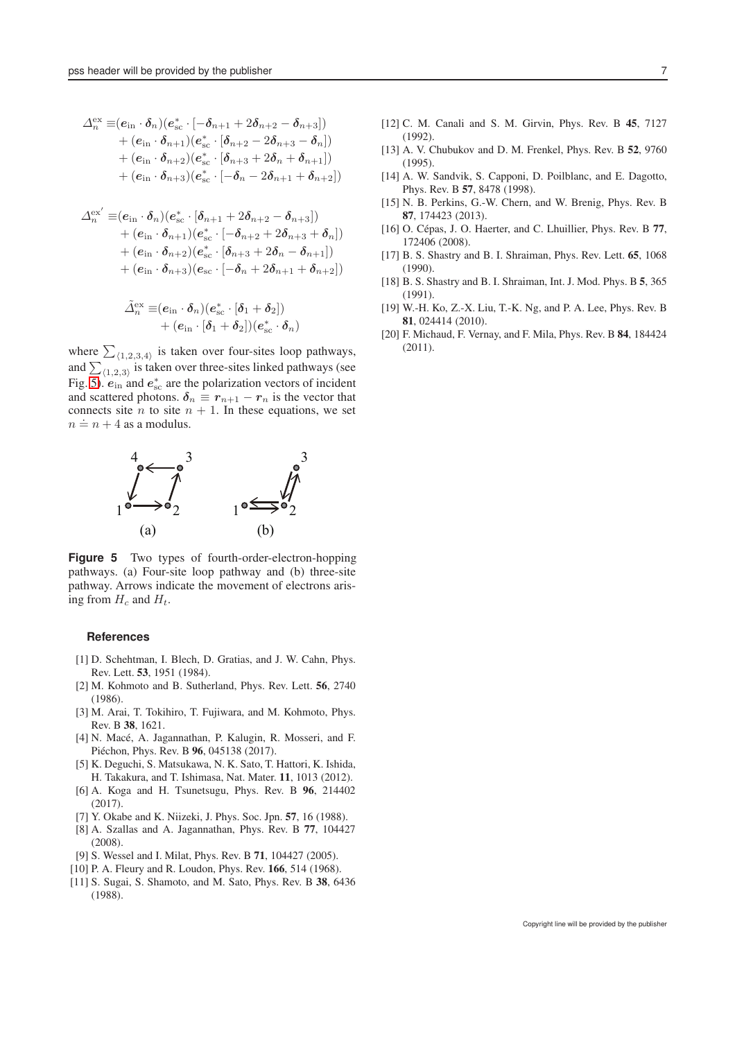$$
\begin{aligned}
\Delta_n^{\rm ex} \equiv &(\boldsymbol{e}_{\rm in}\cdot\boldsymbol{\delta}_n)(\boldsymbol{e}_{\rm sc}^*\cdot[-\boldsymbol{\delta}_{n+1}+2\boldsymbol{\delta}_{n+2}-\boldsymbol{\delta}_{n+3}])\\
&+(\boldsymbol{e}_{\rm in}\cdot\boldsymbol{\delta}_{n+1})(\boldsymbol{e}_{\rm sc}^*\cdot[\boldsymbol{\delta}_{n+2}-2\boldsymbol{\delta}_{n+3}-\boldsymbol{\delta}_{n}])\\
&+(\boldsymbol{e}_{\rm in}\cdot\boldsymbol{\delta}_{n+2})(\boldsymbol{e}_{\rm sc}^*\cdot[\boldsymbol{\delta}_{n+3}+2\boldsymbol{\delta}_{n}+\boldsymbol{\delta}_{n+1}])\\
&+(\boldsymbol{e}_{\rm in}\cdot\boldsymbol{\delta}_{n+3})(\boldsymbol{e}_{\rm sc}^*\cdot[-\boldsymbol{\delta}_{n}-2\boldsymbol{\delta}_{n+1}+\boldsymbol{\delta}_{n+2}])
\end{aligned}
$$

$$
\begin{aligned}
\Delta_n^{\rm ex'} \equiv &(\boldsymbol{e}_{\rm in}\cdot\boldsymbol{\delta}_n)(\boldsymbol{e}_{\rm sc}^*\cdot[\boldsymbol{\delta}_{n+1}+2\boldsymbol{\delta}_{n+2}-\boldsymbol{\delta}_{n+3}])\\
&+(\boldsymbol{e}_{\rm in}\cdot\boldsymbol{\delta}_{n+1})(\boldsymbol{e}_{\rm sc}^*\cdot[-\boldsymbol{\delta}_{n+2}+2\boldsymbol{\delta}_{n+3}+\boldsymbol{\delta}_{n}])\\
&+(\boldsymbol{e}_{\rm in}\cdot\boldsymbol{\delta}_{n+2})(\boldsymbol{e}_{\rm sc}^*\cdot[\boldsymbol{\delta}_{n+3}+2\boldsymbol{\delta}_{n}-\boldsymbol{\delta}_{n+1}])\\
&+(\boldsymbol{e}_{\rm in}\cdot\boldsymbol{\delta}_{n+3})(\boldsymbol{e}_{\rm sc}\cdot[-\boldsymbol{\delta}_{n}+2\boldsymbol{\delta}_{n+1}+\boldsymbol{\delta}_{n+2}])
\end{aligned}
$$

$$
\begin{aligned}
\tilde{\Delta}_n^{\rm ex} \equiv &(\boldsymbol{e}_{\rm in}\cdot\boldsymbol{\delta}_n)(\boldsymbol{e}_{\rm sc}^*\cdot[\boldsymbol{\delta}_1+\boldsymbol{\delta}_2])\\
&+(\boldsymbol{e}_{\rm in}\cdot[\boldsymbol{\delta}_1+\boldsymbol{\delta}_2])(\boldsymbol{e}_{\rm sc}^*\cdot\boldsymbol{\delta}_n)
\end{aligned}
$$

where $\sum_{\langle 1,2,3,4\rangle}$ is taken over four-sites loop pathways, and $\sum_{\langle 1,2,3\rangle}$ is taken over three-sites linked pathways (see Fig. 5). $\boldsymbol{e}_{\rm in}$ and $\boldsymbol{e}_{\rm sc}^*$ are the polarization vectors of incident and scattered photons. $\boldsymbol{\delta}_n \equiv \boldsymbol{r}_{n+1} - \boldsymbol{r}_n$ is the vector that connects site $n$ to site $n+1$. In these equations, we set $n \doteq n+4$ as a modulus.

4
3
1
2
(a)
3
1
2
(b)

**Figure 5** Two types of fourth-order-electron-hopping pathways. (a) Four-site loop pathway and (b) three-site pathway. Arrows indicate the movement of electrons arising from $H_c$ and $H_t$.

## References

[1] D. Schehtman, I. Blech, D. Gratias, and J. W. Cahn, Phys. Rev. Lett. **53**, 1951 (1984).
[2] M. Kohmoto and B. Sutherland, Phys. Rev. Lett. **56**, 2740 (1986).
[3] M. Arai, T. Tokihiro, T. Fujiwara, and M. Kohmoto, Phys. Rev. B **38**, 1621.
[4] N. Macé, A. Jagannathan, P. Kalugin, R. Mosseri, and F. Piéchon, Phys. Rev. B **96**, 045138 (2017).
[5] K. Deguchi, S. Matsukawa, N. K. Sato, T. Hattori, K. Ishida, H. Takakura, and T. Ishimasa, Nat. Mater. **11**, 1013 (2012).
[6] A. Koga and H. Tsunetsugu, Phys. Rev. B **96**, 214402 (2017).
[7] Y. Okabe and K. Niizeki, J. Phys. Soc. Jpn. **57**, 16 (1988).
[8] A. Szallas and A. Jagannathan, Phys. Rev. B **77**, 104427 (2008).
[9] S. Wessel and I. Milat, Phys. Rev. B **71**, 104427 (2005).
[10] P. A. Fleury and R. Loudon, Phys. Rev. **166**, 514 (1968).
[11] S. Sugai, S. Shamoto, and M. Sato, Phys. Rev. B **38**, 6436 (1988).
[12] C. M. Canali and S. M. Girvin, Phys. Rev. B **45**, 7127 (1992).
[13] A. V. Chubukov and D. M. Frenkel, Phys. Rev. B **52**, 9760 (1995).
[14] A. W. Sandvik, S. Capponi, D. Poilblanc, and E. Dagotto, Phys. Rev. B **57**, 8478 (1998).
[15] N. B. Perkins, G.-W. Chern, and W. Brenig, Phys. Rev. B **87**, 174423 (2013).
[16] O. Cépas, J. O. Haerter, and C. Lhuillier, Phys. Rev. B **77**, 172406 (2008).
[17] B. S. Shastry and B. I. Shraiman, Phys. Rev. Lett. **65**, 1068 (1990).
[18] B. S. Shastry and B. I. Shraiman, Int. J. Mod. Phys. B **5**, 365 (1991).
[19] W.-H. Ko, Z.-X. Liu, T.-K. Ng, and P. A. Lee, Phys. Rev. B **81**, 024414 (2010).
[20] F. Michaud, F. Vernay, and F. Mila, Phys. Rev. B **84**, 184424 (2011).